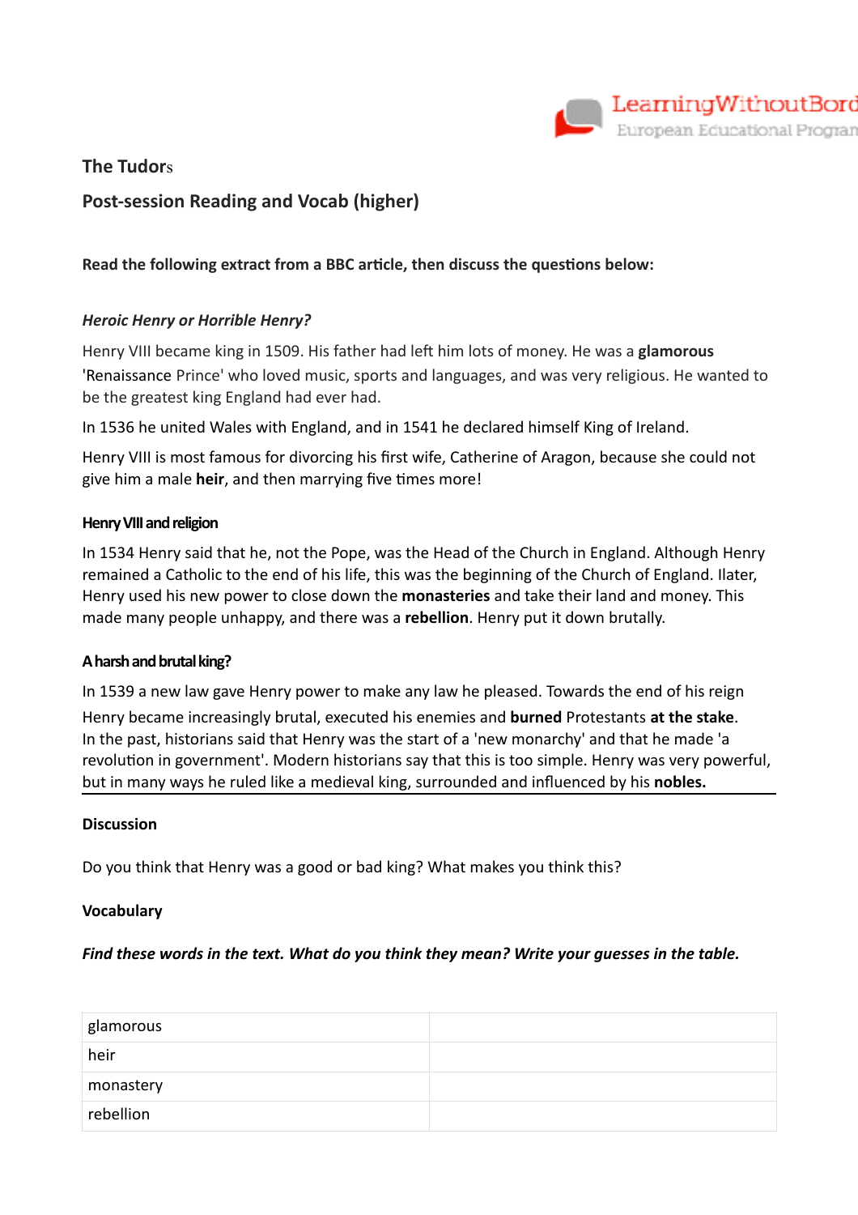## The Tudors

## Post-session Reading and Vocab (higher)

**Read the following extract from a BBC article, then discuss the questions below:**

### *Heroic Henry or Horrible Henry?*

Henry VIII became king in 1509. His father had left him lots of money. He was a **glamorous** 'Renaissance Prince' who loved music, sports and languages, and was very religious. He wanted to be the greatest king England had ever had.

In 1536 he united Wales with England, and in 1541 he declared himself King of Ireland.

Henry VIII is most famous for divorcing his first wife, Catherine of Aragon, because she could not give him a male **heir**, and then marrying five times more!

### Henry VIII and religion

In 1534 Henry said that he, not the Pope, was the Head of the Church in England. Although Henry remained a Catholic to the end of his life, this was the beginning of the Church of England. Ilater, Henry used his new power to close down the **monasteries** and take their land and money. This made many people unhappy, and there was a **rebellion**. Henry put it down brutally.

### A harsh and brutal king?

In 1539 a new law gave Henry power to make any law he pleased. Towards the end of his reign Henry became increasingly brutal, executed his enemies and **burned** Protestants **at the stake**. In the past, historians said that Henry was the start of a 'new monarchy' and that he made 'a revolution in government'. Modern historians say that this is too simple. Henry was very powerful, but in many ways he ruled like a medieval king, surrounded and influenced by his **nobles.**

---

### Discussion

Do you think that Henry was a good or bad king? What makes you think this?

### Vocabulary

***Find these words in the text. What do you think they mean? Write your guesses in the table.***

| | |
|---|---|
| glamorous | |
| heir | |
| monastery | |
| rebellion | |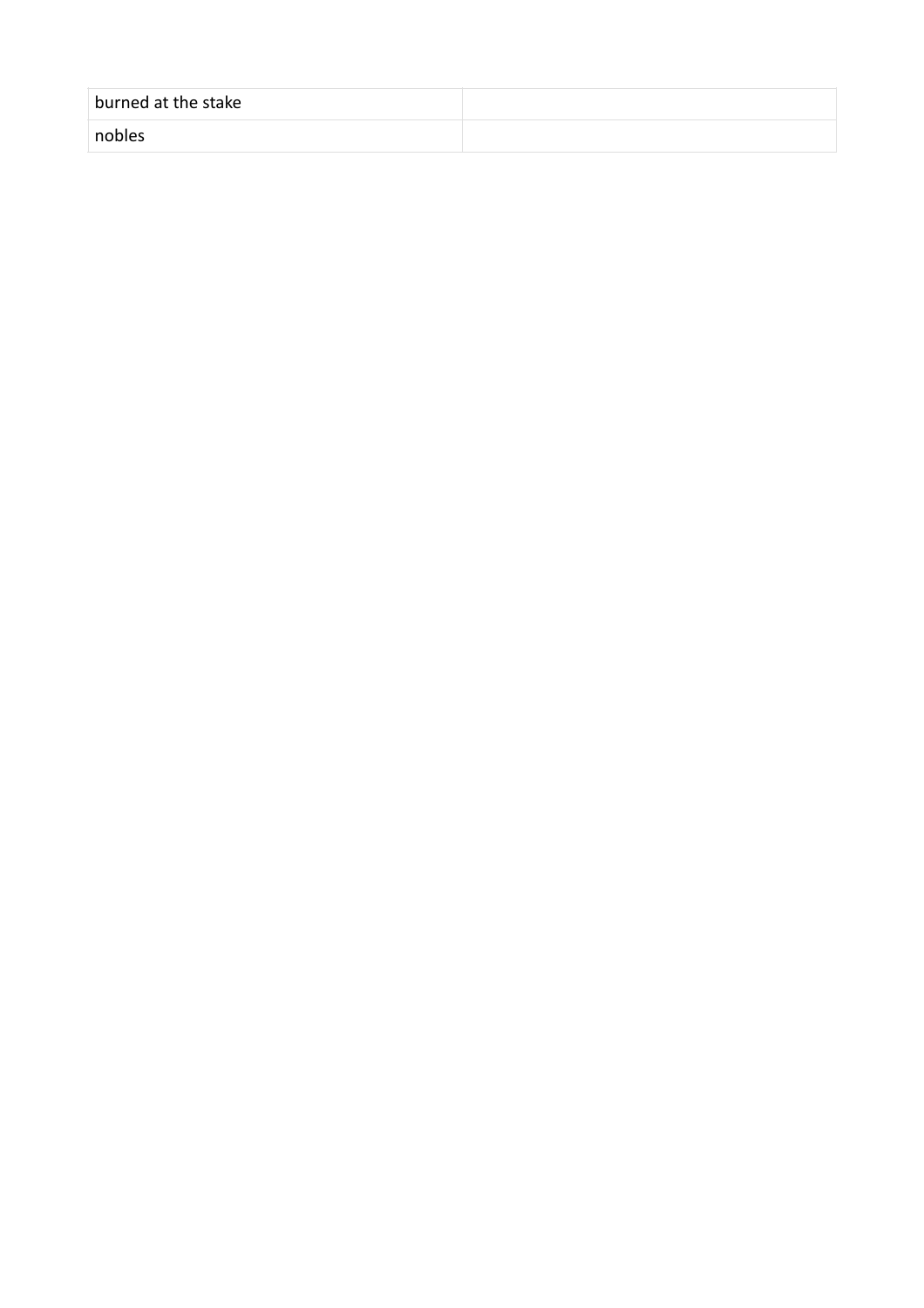| | |
|---|---|
| burned at the stake | |
| nobles | |